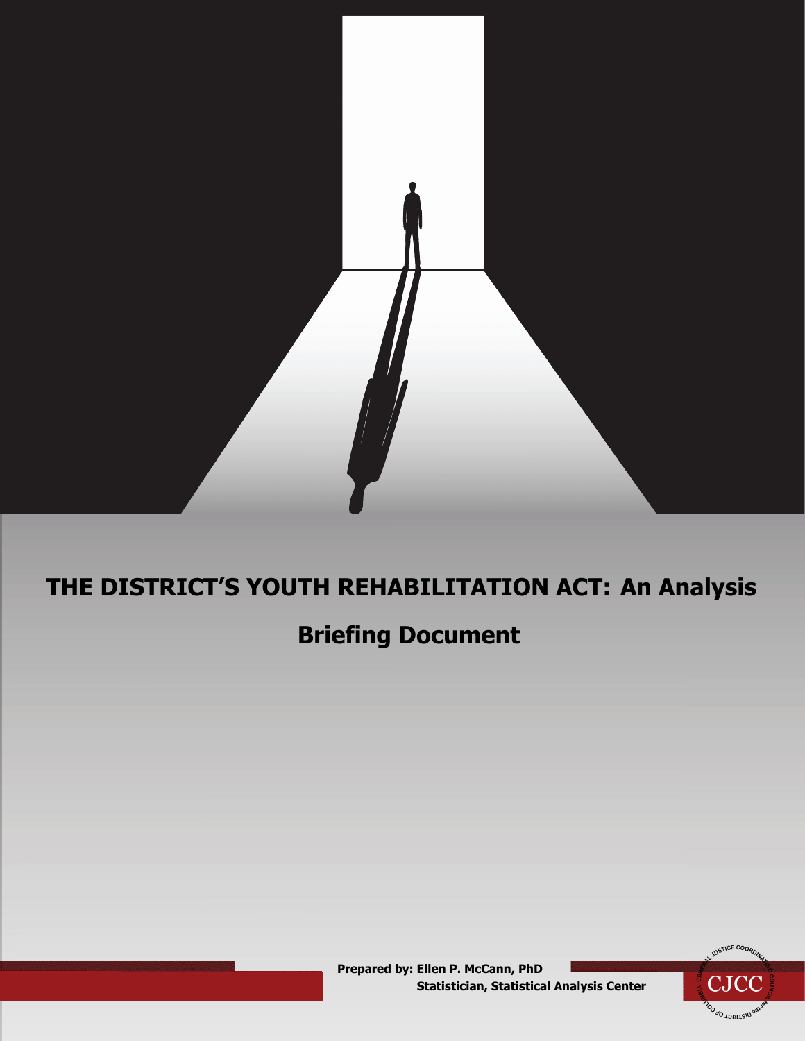# THE DISTRICT'S YOUTH REHABILITATION ACT: An Analysis

## Briefing Document

**Prepared by: Ellen P. McCann, PhD**
**Statistician, Statistical Analysis Center**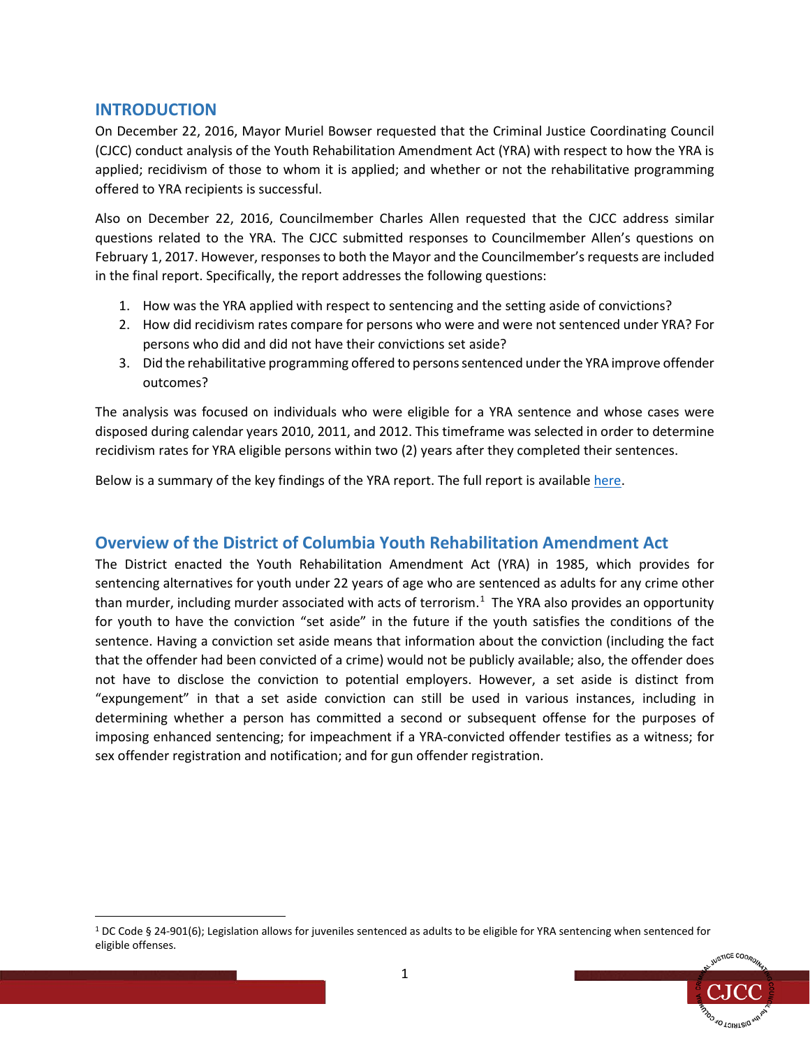## INTRODUCTION

On December 22, 2016, Mayor Muriel Bowser requested that the Criminal Justice Coordinating Council (CJCC) conduct analysis of the Youth Rehabilitation Amendment Act (YRA) with respect to how the YRA is applied; recidivism of those to whom it is applied; and whether or not the rehabilitative programming offered to YRA recipients is successful.

Also on December 22, 2016, Councilmember Charles Allen requested that the CJCC address similar questions related to the YRA. The CJCC submitted responses to Councilmember Allen's questions on February 1, 2017. However, responses to both the Mayor and the Councilmember's requests are included in the final report. Specifically, the report addresses the following questions:

1. How was the YRA applied with respect to sentencing and the setting aside of convictions?
2. How did recidivism rates compare for persons who were and were not sentenced under YRA? For persons who did and did not have their convictions set aside?
3. Did the rehabilitative programming offered to persons sentenced under the YRA improve offender outcomes?

The analysis was focused on individuals who were eligible for a YRA sentence and whose cases were disposed during calendar years 2010, 2011, and 2012. This timeframe was selected in order to determine recidivism rates for YRA eligible persons within two (2) years after they completed their sentences.

Below is a summary of the key findings of the YRA report. The full report is available here.

## Overview of the District of Columbia Youth Rehabilitation Amendment Act

The District enacted the Youth Rehabilitation Amendment Act (YRA) in 1985, which provides for sentencing alternatives for youth under 22 years of age who are sentenced as adults for any crime other than murder, including murder associated with acts of terrorism.[1] The YRA also provides an opportunity for youth to have the conviction "set aside" in the future if the youth satisfies the conditions of the sentence. Having a conviction set aside means that information about the conviction (including the fact that the offender had been convicted of a crime) would not be publicly available; also, the offender does not have to disclose the conviction to potential employers. However, a set aside is distinct from "expungement" in that a set aside conviction can still be used in various instances, including in determining whether a person has committed a second or subsequent offense for the purposes of imposing enhanced sentencing; for impeachment if a YRA-convicted offender testifies as a witness; for sex offender registration and notification; and for gun offender registration.

[1] DC Code § 24-901(6); Legislation allows for juveniles sentenced as adults to be eligible for YRA sentencing when sentenced for eligible offenses.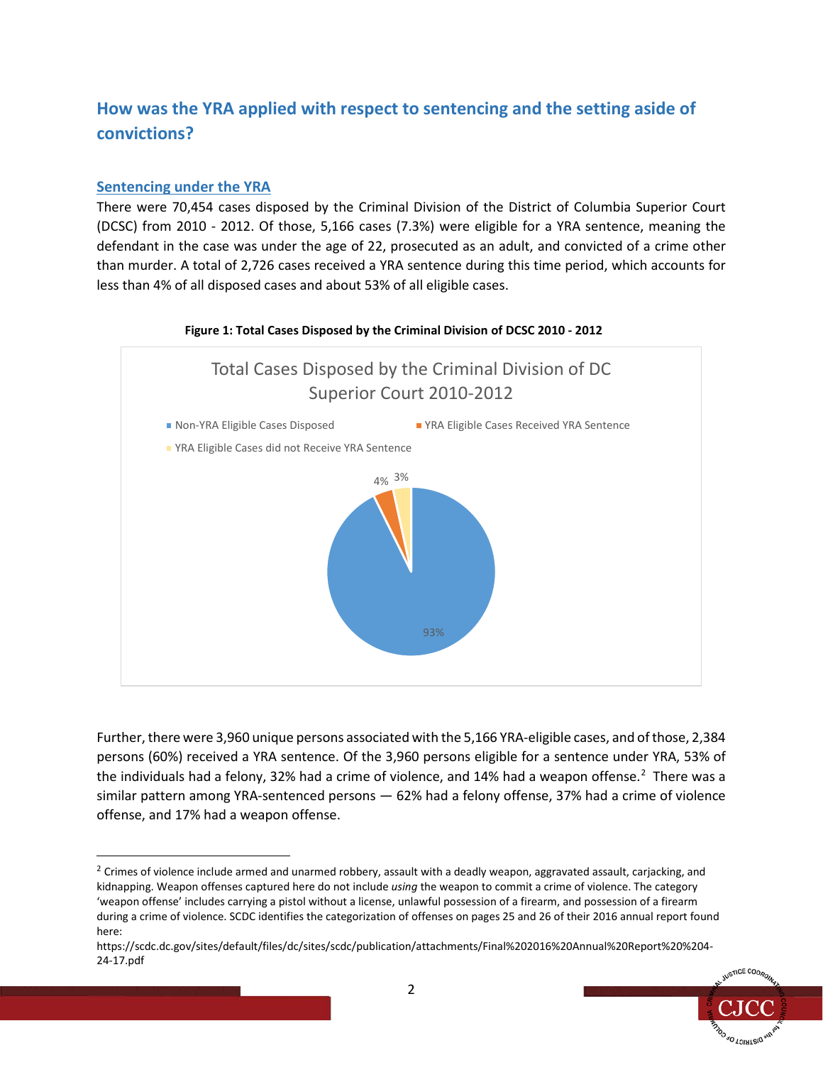## How was the YRA applied with respect to sentencing and the setting aside of convictions?

### Sentencing under the YRA

There were 70,454 cases disposed by the Criminal Division of the District of Columbia Superior Court (DCSC) from 2010 - 2012. Of those, 5,166 cases (7.3%) were eligible for a YRA sentence, meaning the defendant in the case was under the age of 22, prosecuted as an adult, and convicted of a crime other than murder. A total of 2,726 cases received a YRA sentence during this time period, which accounts for less than 4% of all disposed cases and about 53% of all eligible cases.

**Figure 1: Total Cases Disposed by the Criminal Division of DCSC 2010 - 2012**

Total Cases Disposed by the Criminal Division of DC Superior Court 2010-2012

- Non-YRA Eligible Cases Disposed: 93%
- YRA Eligible Cases Received YRA Sentence: 4%
- YRA Eligible Cases did not Receive YRA Sentence: 3%

Further, there were 3,960 unique persons associated with the 5,166 YRA-eligible cases, and of those, 2,384 persons (60%) received a YRA sentence. Of the 3,960 persons eligible for a sentence under YRA, 53% of the individuals had a felony, 32% had a crime of violence, and 14% had a weapon offense.[2] There was a similar pattern among YRA-sentenced persons — 62% had a felony offense, 37% had a crime of violence offense, and 17% had a weapon offense.

[2] Crimes of violence include armed and unarmed robbery, assault with a deadly weapon, aggravated assault, carjacking, and kidnapping. Weapon offenses captured here do not include *using* the weapon to commit a crime of violence. The category 'weapon offense' includes carrying a pistol without a license, unlawful possession of a firearm, and possession of a firearm during a crime of violence. SCDC identifies the categorization of offenses on pages 25 and 26 of their 2016 annual report found here:
https://scdc.dc.gov/sites/default/files/dc/sites/scdc/publication/attachments/Final%202016%20Annual%20Report%20%204-24-17.pdf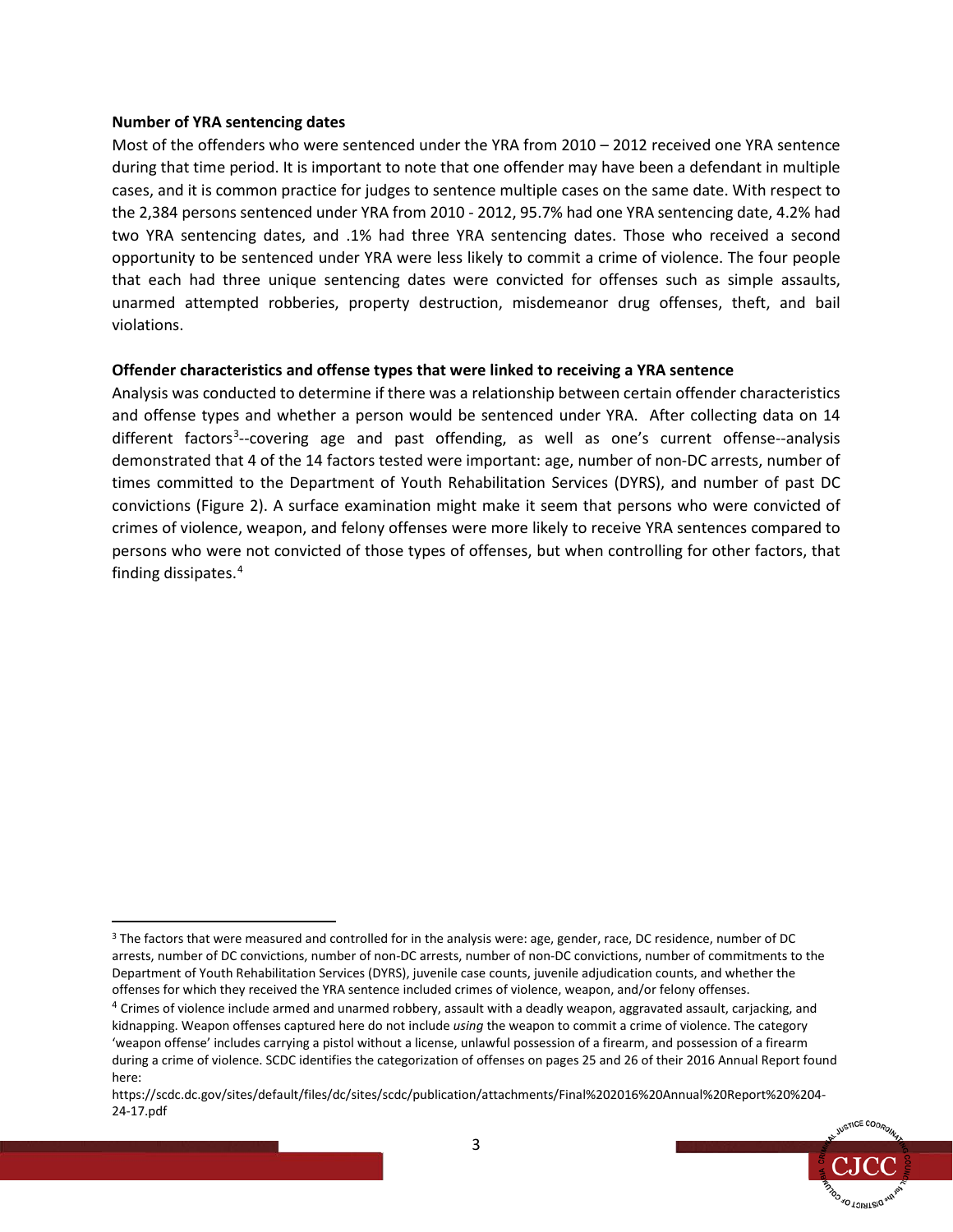**Number of YRA sentencing dates**

Most of the offenders who were sentenced under the YRA from 2010 – 2012 received one YRA sentence during that time period. It is important to note that one offender may have been a defendant in multiple cases, and it is common practice for judges to sentence multiple cases on the same date. With respect to the 2,384 persons sentenced under YRA from 2010 - 2012, 95.7% had one YRA sentencing date, 4.2% had two YRA sentencing dates, and .1% had three YRA sentencing dates. Those who received a second opportunity to be sentenced under YRA were less likely to commit a crime of violence. The four people that each had three unique sentencing dates were convicted for offenses such as simple assaults, unarmed attempted robberies, property destruction, misdemeanor drug offenses, theft, and bail violations.

**Offender characteristics and offense types that were linked to receiving a YRA sentence**

Analysis was conducted to determine if there was a relationship between certain offender characteristics and offense types and whether a person would be sentenced under YRA. After collecting data on 14 different factors[3]--covering age and past offending, as well as one's current offense--analysis demonstrated that 4 of the 14 factors tested were important: age, number of non-DC arrests, number of times committed to the Department of Youth Rehabilitation Services (DYRS), and number of past DC convictions (Figure 2). A surface examination might make it seem that persons who were convicted of crimes of violence, weapon, and felony offenses were more likely to receive YRA sentences compared to persons who were not convicted of those types of offenses, but when controlling for other factors, that finding dissipates.[4]

---

[3] The factors that were measured and controlled for in the analysis were: age, gender, race, DC residence, number of DC arrests, number of DC convictions, number of non-DC arrests, number of non-DC convictions, number of commitments to the Department of Youth Rehabilitation Services (DYRS), juvenile case counts, juvenile adjudication counts, and whether the offenses for which they received the YRA sentence included crimes of violence, weapon, and/or felony offenses.

[4] Crimes of violence include armed and unarmed robbery, assault with a deadly weapon, aggravated assault, carjacking, and kidnapping. Weapon offenses captured here do not include *using* the weapon to commit a crime of violence. The category 'weapon offense' includes carrying a pistol without a license, unlawful possession of a firearm, and possession of a firearm during a crime of violence. SCDC identifies the categorization of offenses on pages 25 and 26 of their 2016 Annual Report found here:
https://scdc.dc.gov/sites/default/files/dc/sites/scdc/publication/attachments/Final%202016%20Annual%20Report%20%204-24-17.pdf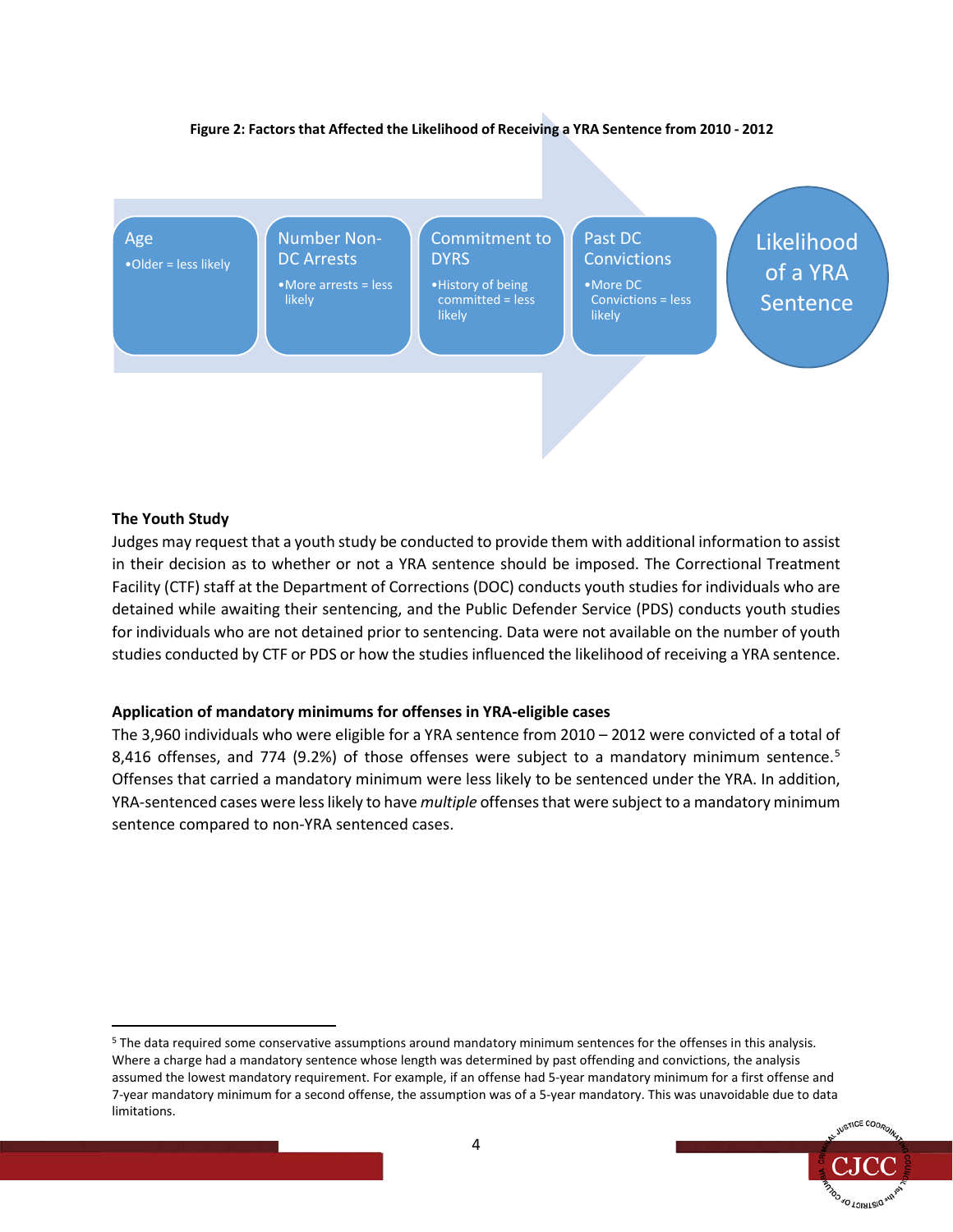**Figure 2: Factors that Affected the Likelihood of Receiving a YRA Sentence from 2010 - 2012**

- **Age**
  - Older = less likely
- **Number Non-DC Arrests**
  - More arrests = less likely
- **Commitment to DYRS**
  - History of being committed = less likely
- **Past DC Convictions**
  - More DC Convictions = less likely

**Likelihood of a YRA Sentence**

**The Youth Study**

Judges may request that a youth study be conducted to provide them with additional information to assist in their decision as to whether or not a YRA sentence should be imposed. The Correctional Treatment Facility (CTF) staff at the Department of Corrections (DOC) conducts youth studies for individuals who are detained while awaiting their sentencing, and the Public Defender Service (PDS) conducts youth studies for individuals who are not detained prior to sentencing. Data were not available on the number of youth studies conducted by CTF or PDS or how the studies influenced the likelihood of receiving a YRA sentence.

**Application of mandatory minimums for offenses in YRA-eligible cases**

The 3,960 individuals who were eligible for a YRA sentence from 2010 – 2012 were convicted of a total of 8,416 offenses, and 774 (9.2%) of those offenses were subject to a mandatory minimum sentence.[5] Offenses that carried a mandatory minimum were less likely to be sentenced under the YRA. In addition, YRA-sentenced cases were less likely to have *multiple* offenses that were subject to a mandatory minimum sentence compared to non-YRA sentenced cases.

---

[5] The data required some conservative assumptions around mandatory minimum sentences for the offenses in this analysis. Where a charge had a mandatory sentence whose length was determined by past offending and convictions, the analysis assumed the lowest mandatory requirement. For example, if an offense had 5-year mandatory minimum for a first offense and 7-year mandatory minimum for a second offense, the assumption was of a 5-year mandatory. This was unavoidable due to data limitations.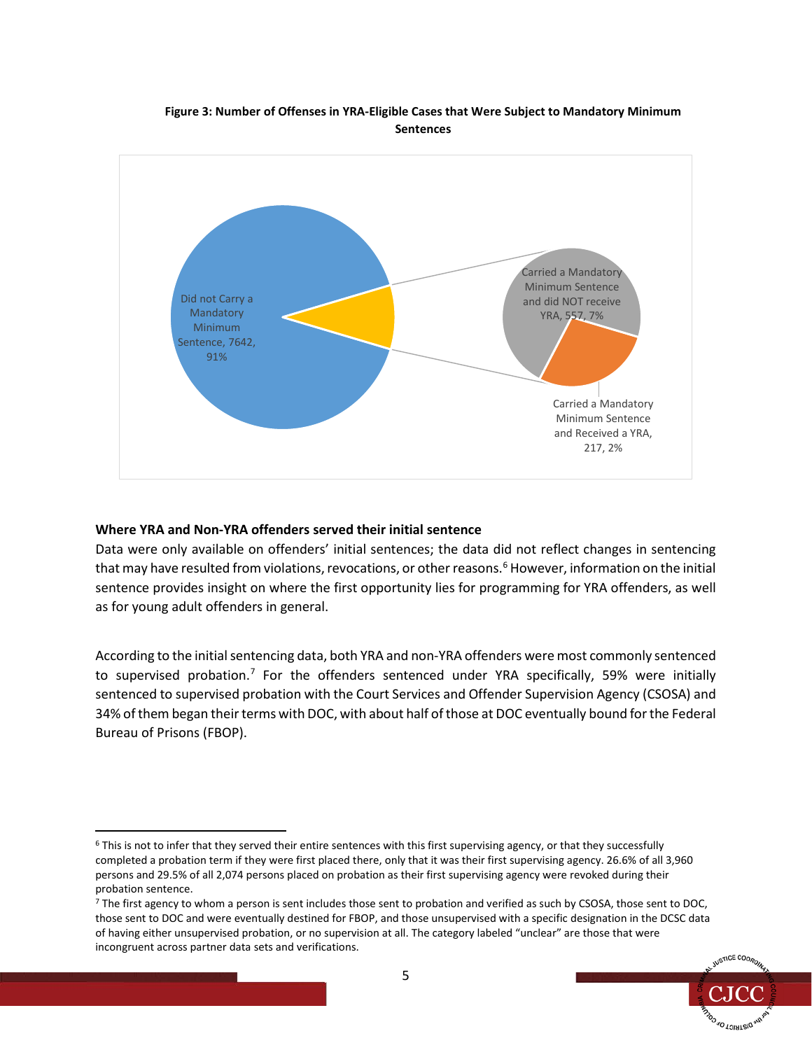**Figure 3: Number of Offenses in YRA-Eligible Cases that Were Subject to Mandatory Minimum Sentences**

Did not Carry a Mandatory Minimum Sentence, 7642, 91%

Carried a Mandatory Minimum Sentence and did NOT receive YRA, 557, 7%

Carried a Mandatory Minimum Sentence and Received a YRA, 217, 2%

**Where YRA and Non-YRA offenders served their initial sentence**

Data were only available on offenders' initial sentences; the data did not reflect changes in sentencing that may have resulted from violations, revocations, or other reasons.[6] However, information on the initial sentence provides insight on where the first opportunity lies for programming for YRA offenders, as well as for young adult offenders in general.

According to the initial sentencing data, both YRA and non-YRA offenders were most commonly sentenced to supervised probation.[7] For the offenders sentenced under YRA specifically, 59% were initially sentenced to supervised probation with the Court Services and Offender Supervision Agency (CSOSA) and 34% of them began their terms with DOC, with about half of those at DOC eventually bound for the Federal Bureau of Prisons (FBOP).

---

[6] This is not to infer that they served their entire sentences with this first supervising agency, or that they successfully completed a probation term if they were first placed there, only that it was their first supervising agency. 26.6% of all 3,960 persons and 29.5% of all 2,074 persons placed on probation as their first supervising agency were revoked during their probation sentence.

[7] The first agency to whom a person is sent includes those sent to probation and verified as such by CSOSA, those sent to DOC, those sent to DOC and were eventually destined for FBOP, and those unsupervised with a specific designation in the DCSC data of having either unsupervised probation, or no supervision at all. The category labeled "unclear" are those that were incongruent across partner data sets and verifications.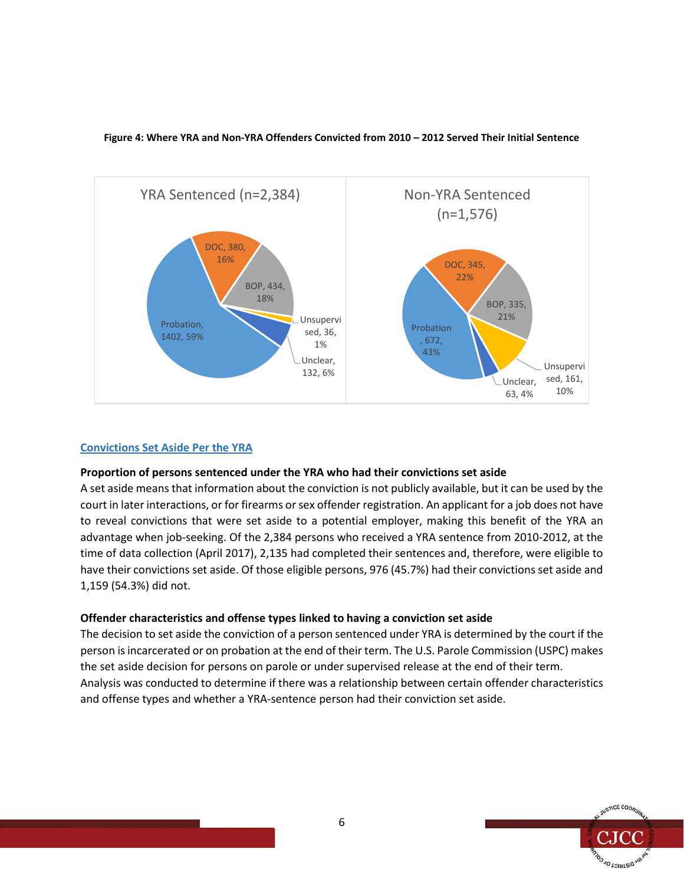**Figure 4: Where YRA and Non-YRA Offenders Convicted from 2010 – 2012 Served Their Initial Sentence**

| YRA Sentenced (n=2,384) | | |
| --- | --- | --- |
| Probation | 1402 | 59% |
| DOC | 380 | 16% |
| BOP | 434 | 18% |
| Unsupervised | 36 | 1% |
| Unclear | 132 | 6% |

| Non-YRA Sentenced (n=1,576) | | |
| --- | --- | --- |
| Probation | 672 | 43% |
| DOC | 345 | 22% |
| BOP | 335 | 21% |
| Unsupervised | 161 | 10% |
| Unclear | 63 | 4% |

## Convictions Set Aside Per the YRA

**Proportion of persons sentenced under the YRA who had their convictions set aside**

A set aside means that information about the conviction is not publicly available, but it can be used by the court in later interactions, or for firearms or sex offender registration. An applicant for a job does not have to reveal convictions that were set aside to a potential employer, making this benefit of the YRA an advantage when job-seeking. Of the 2,384 persons who received a YRA sentence from 2010-2012, at the time of data collection (April 2017), 2,135 had completed their sentences and, therefore, were eligible to have their convictions set aside. Of those eligible persons, 976 (45.7%) had their convictions set aside and 1,159 (54.3%) did not.

**Offender characteristics and offense types linked to having a conviction set aside**

The decision to set aside the conviction of a person sentenced under YRA is determined by the court if the person is incarcerated or on probation at the end of their term. The U.S. Parole Commission (USPC) makes the set aside decision for persons on parole or under supervised release at the end of their term. Analysis was conducted to determine if there was a relationship between certain offender characteristics and offense types and whether a YRA-sentence person had their conviction set aside.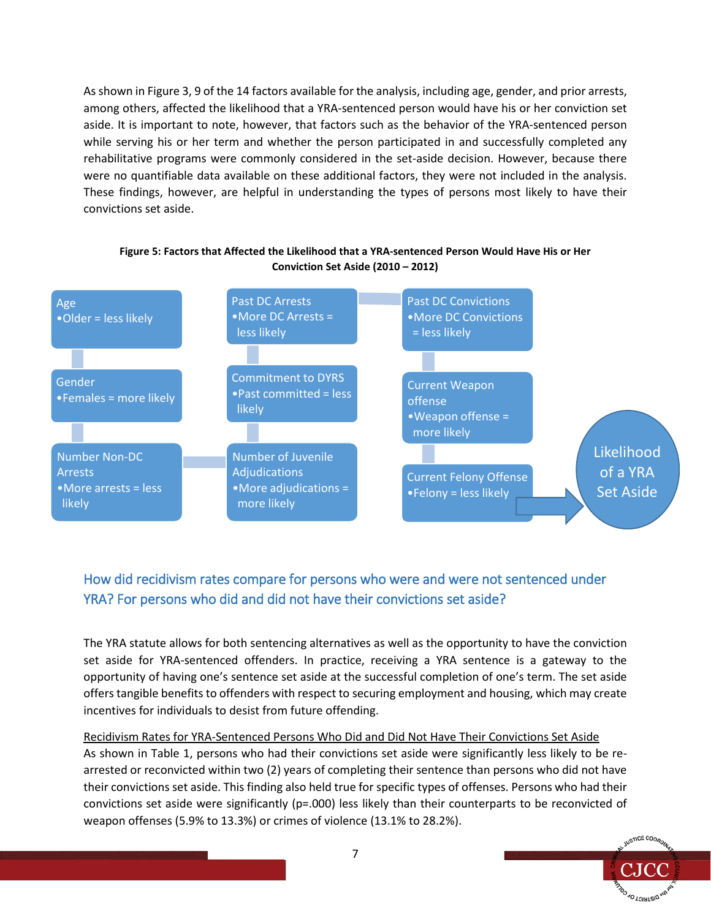As shown in Figure 3, 9 of the 14 factors available for the analysis, including age, gender, and prior arrests, among others, affected the likelihood that a YRA-sentenced person would have his or her conviction set aside. It is important to note, however, that factors such as the behavior of the YRA-sentenced person while serving his or her term and whether the person participated in and successfully completed any rehabilitative programs were commonly considered in the set-aside decision. However, because there were no quantifiable data available on these additional factors, they were not included in the analysis. These findings, however, are helpful in understanding the types of persons most likely to have their convictions set aside.

**Figure 5: Factors that Affected the Likelihood that a YRA-sentenced Person Would Have His or Her Conviction Set Aside (2010 – 2012)**

- Age
  - Older = less likely
- Gender
  - Females = more likely
- Number Non-DC Arrests
  - More arrests = less likely
- Past DC Arrests
  - More DC Arrests = less likely
- Commitment to DYRS
  - Past committed = less likely
- Number of Juvenile Adjudications
  - More adjudications = more likely
- Past DC Convictions
  - More DC Convictions = less likely
- Current Weapon offense
  - Weapon offense = more likely
- Current Felony Offense
  - Felony = less likely

→ Likelihood of a YRA Set Aside

## How did recidivism rates compare for persons who were and were not sentenced under YRA? For persons who did and did not have their convictions set aside?

The YRA statute allows for both sentencing alternatives as well as the opportunity to have the conviction set aside for YRA-sentenced offenders. In practice, receiving a YRA sentence is a gateway to the opportunity of having one's sentence set aside at the successful completion of one's term. The set aside offers tangible benefits to offenders with respect to securing employment and housing, which may create incentives for individuals to desist from future offending.

Recidivism Rates for YRA-Sentenced Persons Who Did and Did Not Have Their Convictions Set Aside

As shown in Table 1, persons who had their convictions set aside were significantly less likely to be re-arrested or reconvicted within two (2) years of completing their sentence than persons who did not have their convictions set aside. This finding also held true for specific types of offenses. Persons who had their convictions set aside were significantly ($p=.000$) less likely than their counterparts to be reconvicted of weapon offenses (5.9% to 13.3%) or crimes of violence (13.1% to 28.2%).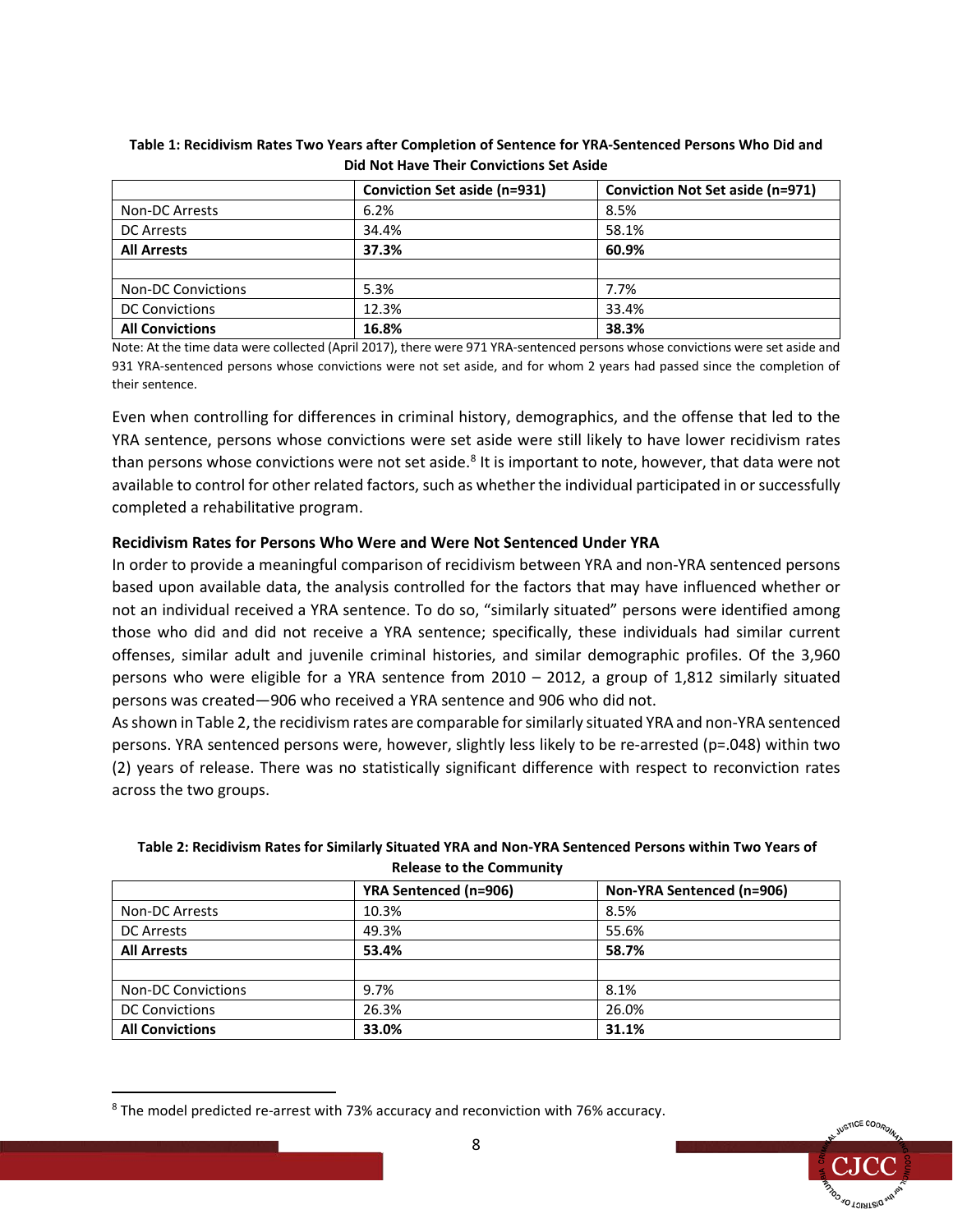**Table 1: Recidivism Rates Two Years after Completion of Sentence for YRA-Sentenced Persons Who Did and Did Not Have Their Convictions Set Aside**

| | Conviction Set aside (n=931) | Conviction Not Set aside (n=971) |
|---|---|---|
| Non-DC Arrests | 6.2% | 8.5% |
| DC Arrests | 34.4% | 58.1% |
| **All Arrests** | **37.3%** | **60.9%** |
| | | |
| Non-DC Convictions | 5.3% | 7.7% |
| DC Convictions | 12.3% | 33.4% |
| **All Convictions** | **16.8%** | **38.3%** |

Note: At the time data were collected (April 2017), there were 971 YRA-sentenced persons whose convictions were set aside and 931 YRA-sentenced persons whose convictions were not set aside, and for whom 2 years had passed since the completion of their sentence.

Even when controlling for differences in criminal history, demographics, and the offense that led to the YRA sentence, persons whose convictions were set aside were still likely to have lower recidivism rates than persons whose convictions were not set aside.[8] It is important to note, however, that data were not available to control for other related factors, such as whether the individual participated in or successfully completed a rehabilitative program.

**Recidivism Rates for Persons Who Were and Were Not Sentenced Under YRA**

In order to provide a meaningful comparison of recidivism between YRA and non-YRA sentenced persons based upon available data, the analysis controlled for the factors that may have influenced whether or not an individual received a YRA sentence. To do so, "similarly situated" persons were identified among those who did and did not receive a YRA sentence; specifically, these individuals had similar current offenses, similar adult and juvenile criminal histories, and similar demographic profiles. Of the 3,960 persons who were eligible for a YRA sentence from 2010 – 2012, a group of 1,812 similarly situated persons was created—906 who received a YRA sentence and 906 who did not.

As shown in Table 2, the recidivism rates are comparable for similarly situated YRA and non-YRA sentenced persons. YRA sentenced persons were, however, slightly less likely to be re-arrested ($p=.048$) within two (2) years of release. There was no statistically significant difference with respect to reconviction rates across the two groups.

**Table 2: Recidivism Rates for Similarly Situated YRA and Non-YRA Sentenced Persons within Two Years of Release to the Community**

| | YRA Sentenced (n=906) | Non-YRA Sentenced (n=906) |
|---|---|---|
| Non-DC Arrests | 10.3% | 8.5% |
| DC Arrests | 49.3% | 55.6% |
| **All Arrests** | **53.4%** | **58.7%** |
| | | |
| Non-DC Convictions | 9.7% | 8.1% |
| DC Convictions | 26.3% | 26.0% |
| **All Convictions** | **33.0%** | **31.1%** |

[8] The model predicted re-arrest with 73% accuracy and reconviction with 76% accuracy.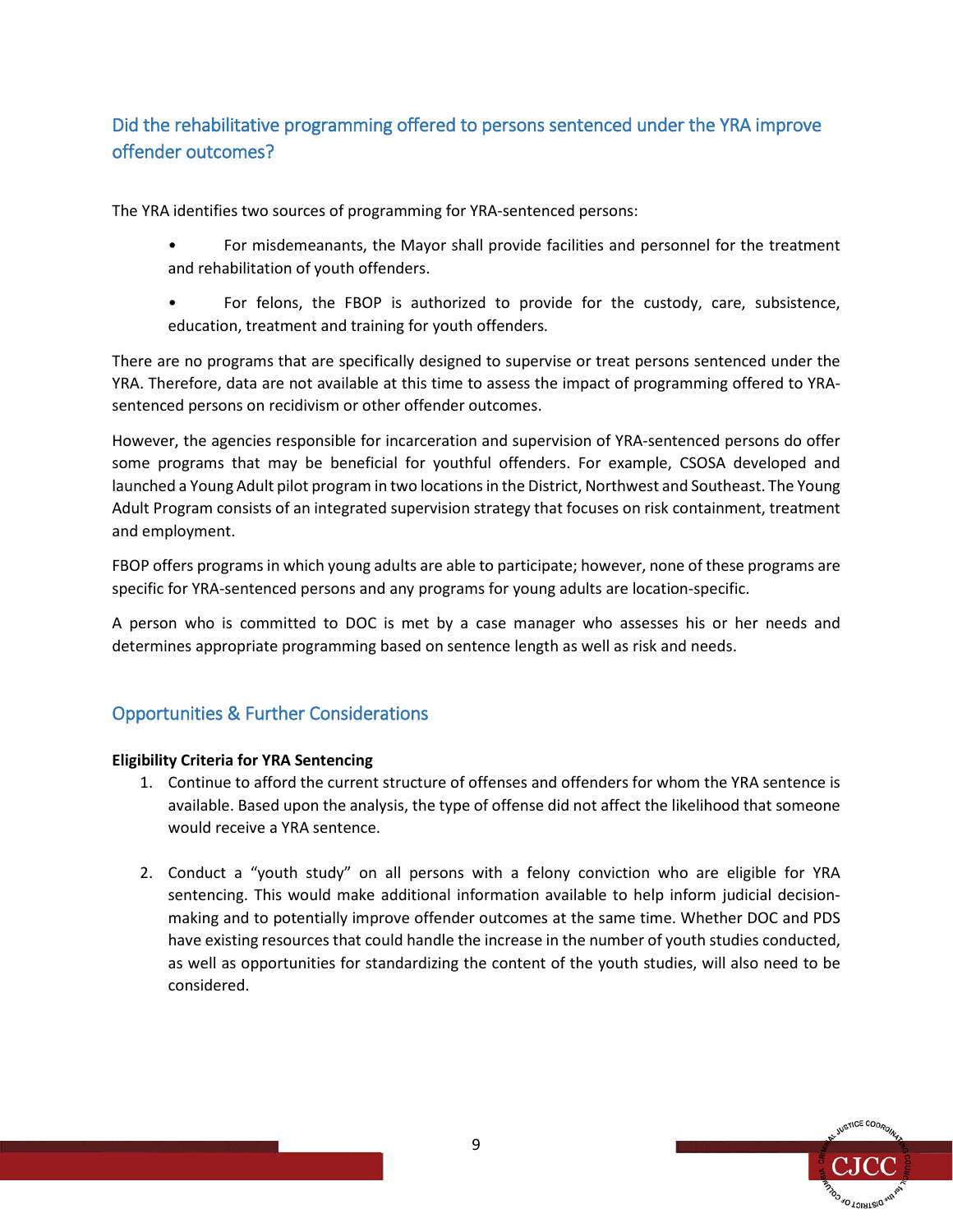## Did the rehabilitative programming offered to persons sentenced under the YRA improve offender outcomes?

The YRA identifies two sources of programming for YRA-sentenced persons:

- For misdemeanants, the Mayor shall provide facilities and personnel for the treatment and rehabilitation of youth offenders.
- For felons, the FBOP is authorized to provide for the custody, care, subsistence, education, treatment and training for youth offenders.

There are no programs that are specifically designed to supervise or treat persons sentenced under the YRA. Therefore, data are not available at this time to assess the impact of programming offered to YRA-sentenced persons on recidivism or other offender outcomes.

However, the agencies responsible for incarceration and supervision of YRA-sentenced persons do offer some programs that may be beneficial for youthful offenders. For example, CSOSA developed and launched a Young Adult pilot program in two locations in the District, Northwest and Southeast. The Young Adult Program consists of an integrated supervision strategy that focuses on risk containment, treatment and employment.

FBOP offers programs in which young adults are able to participate; however, none of these programs are specific for YRA-sentenced persons and any programs for young adults are location-specific.

A person who is committed to DOC is met by a case manager who assesses his or her needs and determines appropriate programming based on sentence length as well as risk and needs.

## Opportunities & Further Considerations

**Eligibility Criteria for YRA Sentencing**

1. Continue to afford the current structure of offenses and offenders for whom the YRA sentence is available. Based upon the analysis, the type of offense did not affect the likelihood that someone would receive a YRA sentence.
2. Conduct a "youth study" on all persons with a felony conviction who are eligible for YRA sentencing. This would make additional information available to help inform judicial decision-making and to potentially improve offender outcomes at the same time. Whether DOC and PDS have existing resources that could handle the increase in the number of youth studies conducted, as well as opportunities for standardizing the content of the youth studies, will also need to be considered.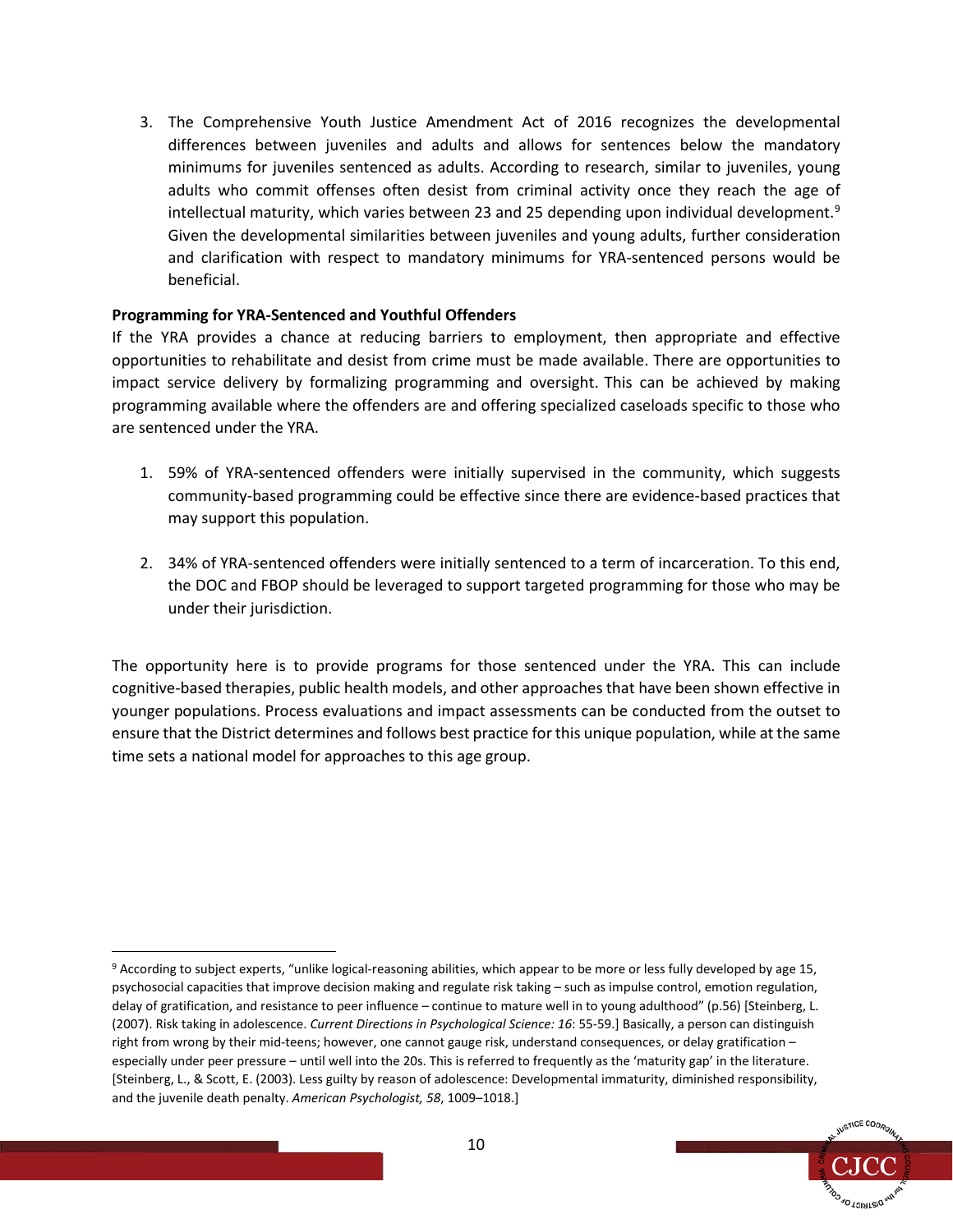3. The Comprehensive Youth Justice Amendment Act of 2016 recognizes the developmental differences between juveniles and adults and allows for sentences below the mandatory minimums for juveniles sentenced as adults. According to research, similar to juveniles, young adults who commit offenses often desist from criminal activity once they reach the age of intellectual maturity, which varies between 23 and 25 depending upon individual development.[9] Given the developmental similarities between juveniles and young adults, further consideration and clarification with respect to mandatory minimums for YRA-sentenced persons would be beneficial.

**Programming for YRA-Sentenced and Youthful Offenders**

If the YRA provides a chance at reducing barriers to employment, then appropriate and effective opportunities to rehabilitate and desist from crime must be made available. There are opportunities to impact service delivery by formalizing programming and oversight. This can be achieved by making programming available where the offenders are and offering specialized caseloads specific to those who are sentenced under the YRA.

1. 59% of YRA-sentenced offenders were initially supervised in the community, which suggests community-based programming could be effective since there are evidence-based practices that may support this population.

2. 34% of YRA-sentenced offenders were initially sentenced to a term of incarceration. To this end, the DOC and FBOP should be leveraged to support targeted programming for those who may be under their jurisdiction.

The opportunity here is to provide programs for those sentenced under the YRA. This can include cognitive-based therapies, public health models, and other approaches that have been shown effective in younger populations. Process evaluations and impact assessments can be conducted from the outset to ensure that the District determines and follows best practice for this unique population, while at the same time sets a national model for approaches to this age group.

[9] According to subject experts, "unlike logical-reasoning abilities, which appear to be more or less fully developed by age 15, psychosocial capacities that improve decision making and regulate risk taking – such as impulse control, emotion regulation, delay of gratification, and resistance to peer influence – continue to mature well in to young adulthood" (p.56) [Steinberg, L. (2007). Risk taking in adolescence. *Current Directions in Psychological Science: 16*: 55-59.] Basically, a person can distinguish right from wrong by their mid-teens; however, one cannot gauge risk, understand consequences, or delay gratification – especially under peer pressure – until well into the 20s. This is referred to frequently as the 'maturity gap' in the literature. [Steinberg, L., & Scott, E. (2003). Less guilty by reason of adolescence: Developmental immaturity, diminished responsibility, and the juvenile death penalty. *American Psychologist, 58*, 1009–1018.]